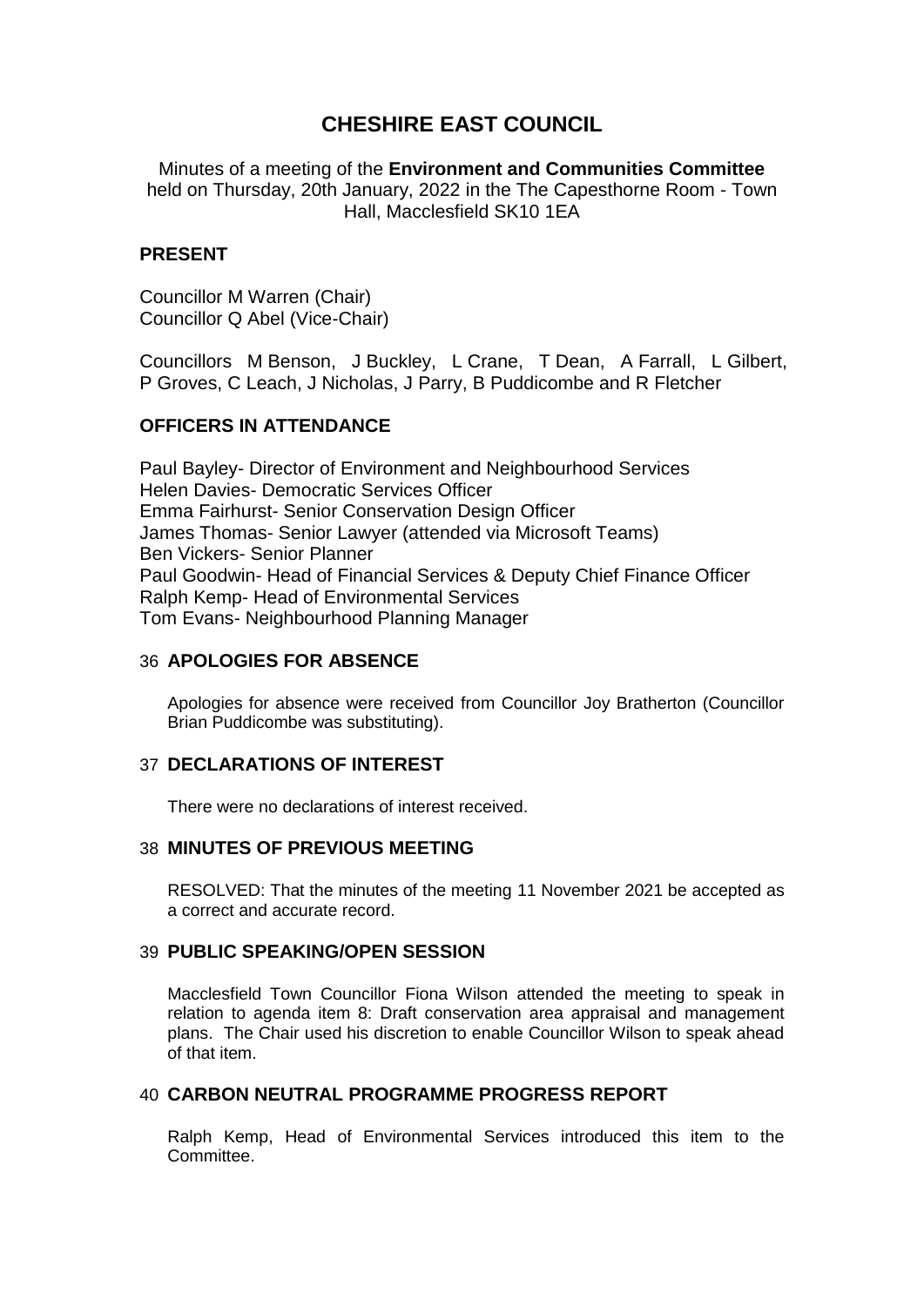# CHESHIRE EAST COUNCIL

Minutes of a meeting of the **Environment and Communities Committee** held on Thursday, 20th January, 2022 in the The Capesthorne Room - Town Hall, Macclesfield SK10 1EA

## PRESENT

Councillor M Warren (Chair)
Councillor Q Abel (Vice-Chair)

Councillors M Benson, J Buckley, L Crane, T Dean, A Farrall, L Gilbert, P Groves, C Leach, J Nicholas, J Parry, B Puddicombe and R Fletcher

## OFFICERS IN ATTENDANCE

Paul Bayley- Director of Environment and Neighbourhood Services
Helen Davies- Democratic Services Officer
Emma Fairhurst- Senior Conservation Design Officer
James Thomas- Senior Lawyer (attended via Microsoft Teams)
Ben Vickers- Senior Planner
Paul Goodwin- Head of Financial Services & Deputy Chief Finance Officer
Ralph Kemp- Head of Environmental Services
Tom Evans- Neighbourhood Planning Manager

## 36 APOLOGIES FOR ABSENCE

Apologies for absence were received from Councillor Joy Bratherton (Councillor Brian Puddicombe was substituting).

## 37 DECLARATIONS OF INTEREST

There were no declarations of interest received.

## 38 MINUTES OF PREVIOUS MEETING

RESOLVED: That the minutes of the meeting 11 November 2021 be accepted as a correct and accurate record.

## 39 PUBLIC SPEAKING/OPEN SESSION

Macclesfield Town Councillor Fiona Wilson attended the meeting to speak in relation to agenda item 8: Draft conservation area appraisal and management plans. The Chair used his discretion to enable Councillor Wilson to speak ahead of that item.

## 40 CARBON NEUTRAL PROGRAMME PROGRESS REPORT

Ralph Kemp, Head of Environmental Services introduced this item to the Committee.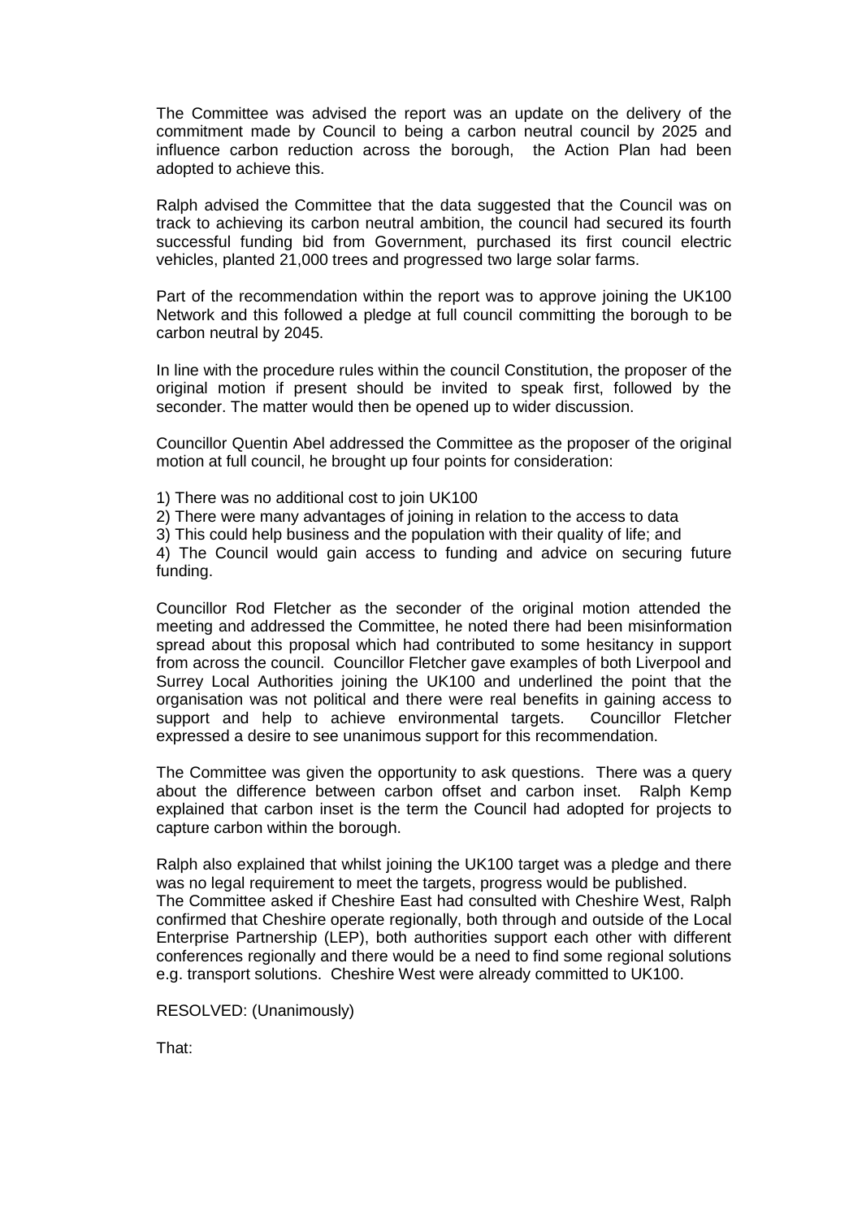The Committee was advised the report was an update on the delivery of the commitment made by Council to being a carbon neutral council by 2025 and influence carbon reduction across the borough, the Action Plan had been adopted to achieve this.

Ralph advised the Committee that the data suggested that the Council was on track to achieving its carbon neutral ambition, the council had secured its fourth successful funding bid from Government, purchased its first council electric vehicles, planted 21,000 trees and progressed two large solar farms.

Part of the recommendation within the report was to approve joining the UK100 Network and this followed a pledge at full council committing the borough to be carbon neutral by 2045.

In line with the procedure rules within the council Constitution, the proposer of the original motion if present should be invited to speak first, followed by the seconder. The matter would then be opened up to wider discussion.

Councillor Quentin Abel addressed the Committee as the proposer of the original motion at full council, he brought up four points for consideration:

1) There was no additional cost to join UK100
2) There were many advantages of joining in relation to the access to data
3) This could help business and the population with their quality of life; and
4) The Council would gain access to funding and advice on securing future funding.

Councillor Rod Fletcher as the seconder of the original motion attended the meeting and addressed the Committee, he noted there had been misinformation spread about this proposal which had contributed to some hesitancy in support from across the council. Councillor Fletcher gave examples of both Liverpool and Surrey Local Authorities joining the UK100 and underlined the point that the organisation was not political and there were real benefits in gaining access to support and help to achieve environmental targets. Councillor Fletcher expressed a desire to see unanimous support for this recommendation.

The Committee was given the opportunity to ask questions. There was a query about the difference between carbon offset and carbon inset. Ralph Kemp explained that carbon inset is the term the Council had adopted for projects to capture carbon within the borough.

Ralph also explained that whilst joining the UK100 target was a pledge and there was no legal requirement to meet the targets, progress would be published.
The Committee asked if Cheshire East had consulted with Cheshire West, Ralph confirmed that Cheshire operate regionally, both through and outside of the Local Enterprise Partnership (LEP), both authorities support each other with different conferences regionally and there would be a need to find some regional solutions e.g. transport solutions. Cheshire West were already committed to UK100.

RESOLVED: (Unanimously)

That: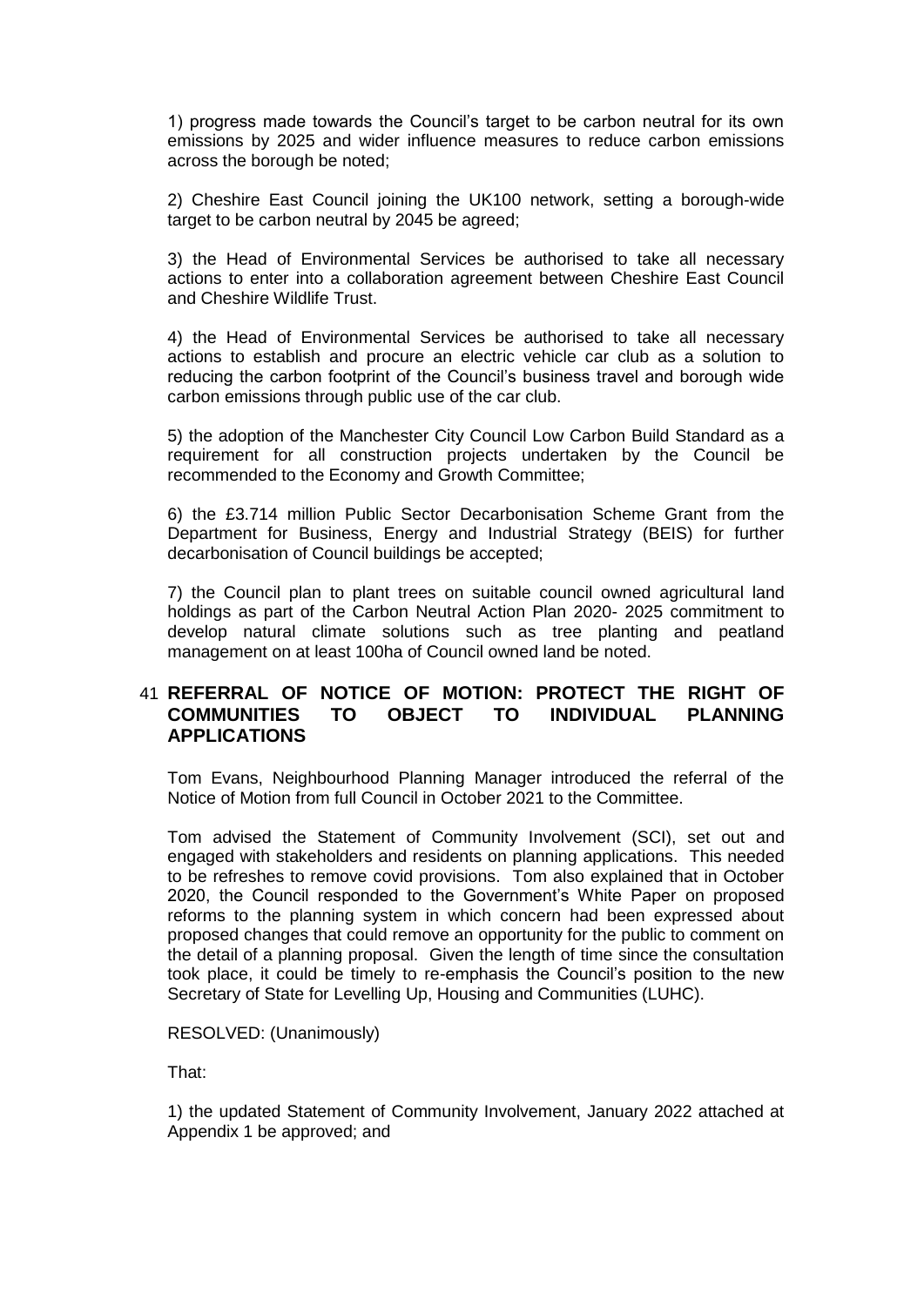1) progress made towards the Council's target to be carbon neutral for its own emissions by 2025 and wider influence measures to reduce carbon emissions across the borough be noted;

2) Cheshire East Council joining the UK100 network, setting a borough-wide target to be carbon neutral by 2045 be agreed;

3) the Head of Environmental Services be authorised to take all necessary actions to enter into a collaboration agreement between Cheshire East Council and Cheshire Wildlife Trust.

4) the Head of Environmental Services be authorised to take all necessary actions to establish and procure an electric vehicle car club as a solution to reducing the carbon footprint of the Council's business travel and borough wide carbon emissions through public use of the car club.

5) the adoption of the Manchester City Council Low Carbon Build Standard as a requirement for all construction projects undertaken by the Council be recommended to the Economy and Growth Committee;

6) the £3.714 million Public Sector Decarbonisation Scheme Grant from the Department for Business, Energy and Industrial Strategy (BEIS) for further decarbonisation of Council buildings be accepted;

7) the Council plan to plant trees on suitable council owned agricultural land holdings as part of the Carbon Neutral Action Plan 2020- 2025 commitment to develop natural climate solutions such as tree planting and peatland management on at least 100ha of Council owned land be noted.

## 41 REFERRAL OF NOTICE OF MOTION: PROTECT THE RIGHT OF COMMUNITIES TO OBJECT TO INDIVIDUAL PLANNING APPLICATIONS

Tom Evans, Neighbourhood Planning Manager introduced the referral of the Notice of Motion from full Council in October 2021 to the Committee.

Tom advised the Statement of Community Involvement (SCI), set out and engaged with stakeholders and residents on planning applications. This needed to be refreshes to remove covid provisions. Tom also explained that in October 2020, the Council responded to the Government's White Paper on proposed reforms to the planning system in which concern had been expressed about proposed changes that could remove an opportunity for the public to comment on the detail of a planning proposal. Given the length of time since the consultation took place, it could be timely to re-emphasis the Council's position to the new Secretary of State for Levelling Up, Housing and Communities (LUHC).

RESOLVED: (Unanimously)

That:

1) the updated Statement of Community Involvement, January 2022 attached at Appendix 1 be approved; and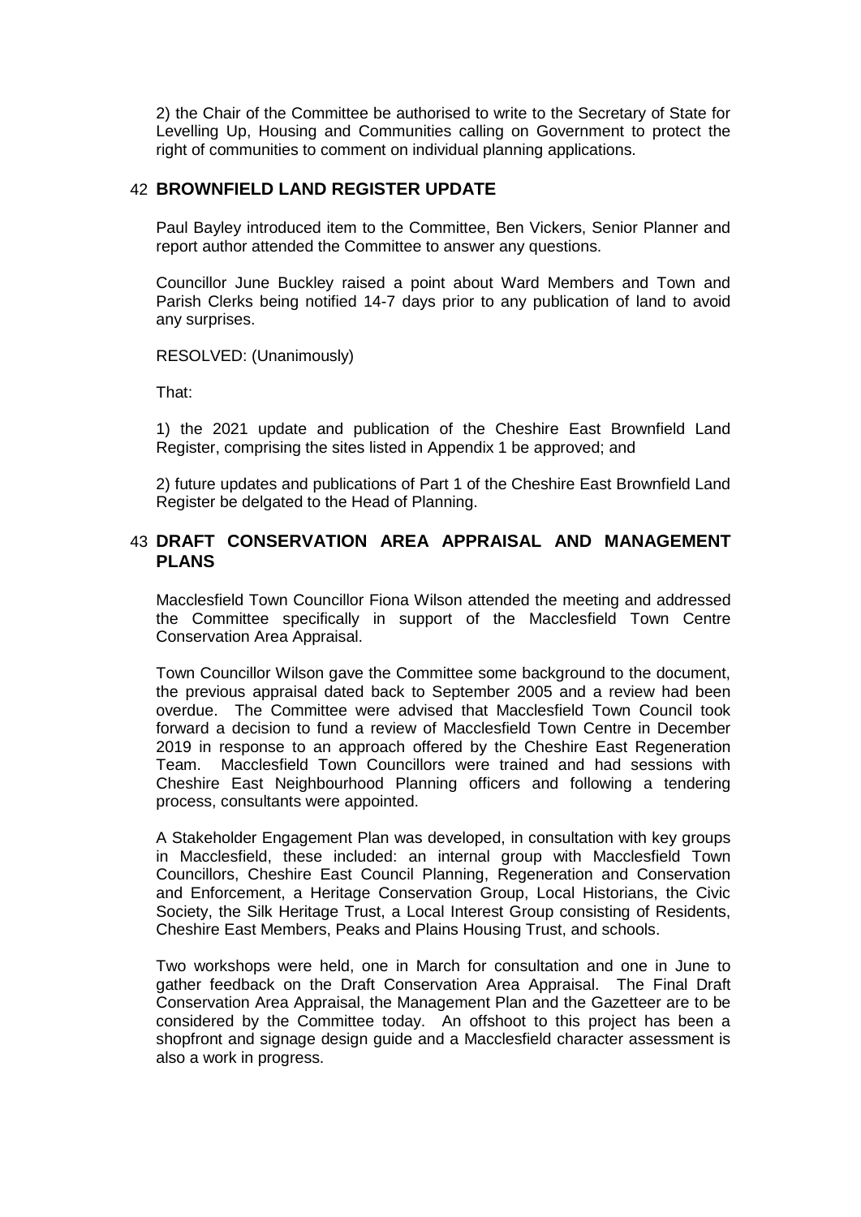2) the Chair of the Committee be authorised to write to the Secretary of State for Levelling Up, Housing and Communities calling on Government to protect the right of communities to comment on individual planning applications.

## 42 BROWNFIELD LAND REGISTER UPDATE

Paul Bayley introduced item to the Committee, Ben Vickers, Senior Planner and report author attended the Committee to answer any questions.

Councillor June Buckley raised a point about Ward Members and Town and Parish Clerks being notified 14-7 days prior to any publication of land to avoid any surprises.

RESOLVED: (Unanimously)

That:

1) the 2021 update and publication of the Cheshire East Brownfield Land Register, comprising the sites listed in Appendix 1 be approved; and

2) future updates and publications of Part 1 of the Cheshire East Brownfield Land Register be delgated to the Head of Planning.

## 43 DRAFT CONSERVATION AREA APPRAISAL AND MANAGEMENT PLANS

Macclesfield Town Councillor Fiona Wilson attended the meeting and addressed the Committee specifically in support of the Macclesfield Town Centre Conservation Area Appraisal.

Town Councillor Wilson gave the Committee some background to the document, the previous appraisal dated back to September 2005 and a review had been overdue. The Committee were advised that Macclesfield Town Council took forward a decision to fund a review of Macclesfield Town Centre in December 2019 in response to an approach offered by the Cheshire East Regeneration Team. Macclesfield Town Councillors were trained and had sessions with Cheshire East Neighbourhood Planning officers and following a tendering process, consultants were appointed.

A Stakeholder Engagement Plan was developed, in consultation with key groups in Macclesfield, these included: an internal group with Macclesfield Town Councillors, Cheshire East Council Planning, Regeneration and Conservation and Enforcement, a Heritage Conservation Group, Local Historians, the Civic Society, the Silk Heritage Trust, a Local Interest Group consisting of Residents, Cheshire East Members, Peaks and Plains Housing Trust, and schools.

Two workshops were held, one in March for consultation and one in June to gather feedback on the Draft Conservation Area Appraisal. The Final Draft Conservation Area Appraisal, the Management Plan and the Gazetteer are to be considered by the Committee today. An offshoot to this project has been a shopfront and signage design guide and a Macclesfield character assessment is also a work in progress.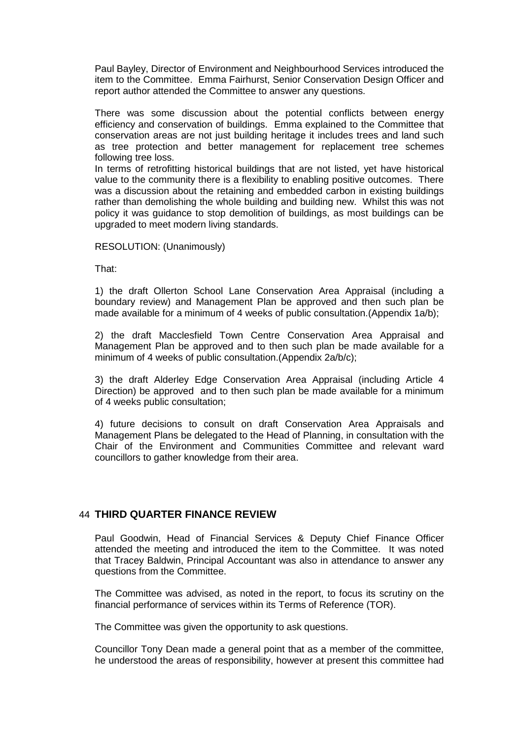Paul Bayley, Director of Environment and Neighbourhood Services introduced the item to the Committee. Emma Fairhurst, Senior Conservation Design Officer and report author attended the Committee to answer any questions.

There was some discussion about the potential conflicts between energy efficiency and conservation of buildings. Emma explained to the Committee that conservation areas are not just building heritage it includes trees and land such as tree protection and better management for replacement tree schemes following tree loss.

In terms of retrofitting historical buildings that are not listed, yet have historical value to the community there is a flexibility to enabling positive outcomes. There was a discussion about the retaining and embedded carbon in existing buildings rather than demolishing the whole building and building new. Whilst this was not policy it was guidance to stop demolition of buildings, as most buildings can be upgraded to meet modern living standards.

RESOLUTION: (Unanimously)

That:

1) the draft Ollerton School Lane Conservation Area Appraisal (including a boundary review) and Management Plan be approved and then such plan be made available for a minimum of 4 weeks of public consultation.(Appendix 1a/b);

2) the draft Macclesfield Town Centre Conservation Area Appraisal and Management Plan be approved and to then such plan be made available for a minimum of 4 weeks of public consultation.(Appendix 2a/b/c);

3) the draft Alderley Edge Conservation Area Appraisal (including Article 4 Direction) be approved and to then such plan be made available for a minimum of 4 weeks public consultation;

4) future decisions to consult on draft Conservation Area Appraisals and Management Plans be delegated to the Head of Planning, in consultation with the Chair of the Environment and Communities Committee and relevant ward councillors to gather knowledge from their area.

## 44 THIRD QUARTER FINANCE REVIEW

Paul Goodwin, Head of Financial Services & Deputy Chief Finance Officer attended the meeting and introduced the item to the Committee. It was noted that Tracey Baldwin, Principal Accountant was also in attendance to answer any questions from the Committee.

The Committee was advised, as noted in the report, to focus its scrutiny on the financial performance of services within its Terms of Reference (TOR).

The Committee was given the opportunity to ask questions.

Councillor Tony Dean made a general point that as a member of the committee, he understood the areas of responsibility, however at present this committee had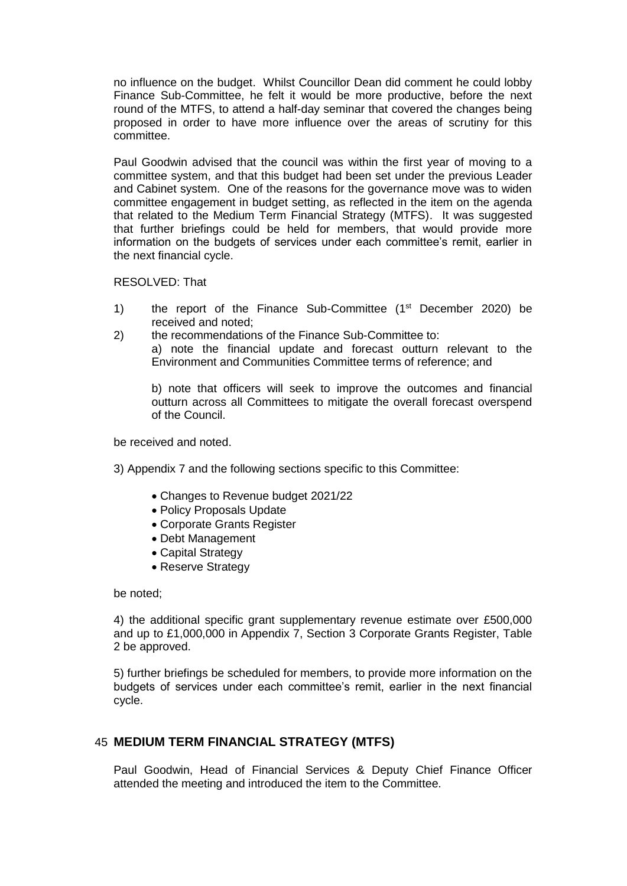no influence on the budget. Whilst Councillor Dean did comment he could lobby Finance Sub-Committee, he felt it would be more productive, before the next round of the MTFS, to attend a half-day seminar that covered the changes being proposed in order to have more influence over the areas of scrutiny for this committee.

Paul Goodwin advised that the council was within the first year of moving to a committee system, and that this budget had been set under the previous Leader and Cabinet system. One of the reasons for the governance move was to widen committee engagement in budget setting, as reflected in the item on the agenda that related to the Medium Term Financial Strategy (MTFS). It was suggested that further briefings could be held for members, that would provide more information on the budgets of services under each committee's remit, earlier in the next financial cycle.

RESOLVED: That

1) the report of the Finance Sub-Committee (1st December 2020) be received and noted;
2) the recommendations of the Finance Sub-Committee to:

   a) note the financial update and forecast outturn relevant to the Environment and Communities Committee terms of reference; and

   b) note that officers will seek to improve the outcomes and financial outturn across all Committees to mitigate the overall forecast overspend of the Council.

be received and noted.

3) Appendix 7 and the following sections specific to this Committee:

- Changes to Revenue budget 2021/22
- Policy Proposals Update
- Corporate Grants Register
- Debt Management
- Capital Strategy
- Reserve Strategy

be noted;

4) the additional specific grant supplementary revenue estimate over £500,000 and up to £1,000,000 in Appendix 7, Section 3 Corporate Grants Register, Table 2 be approved.

5) further briefings be scheduled for members, to provide more information on the budgets of services under each committee's remit, earlier in the next financial cycle.

## 45 MEDIUM TERM FINANCIAL STRATEGY (MTFS)

Paul Goodwin, Head of Financial Services & Deputy Chief Finance Officer attended the meeting and introduced the item to the Committee.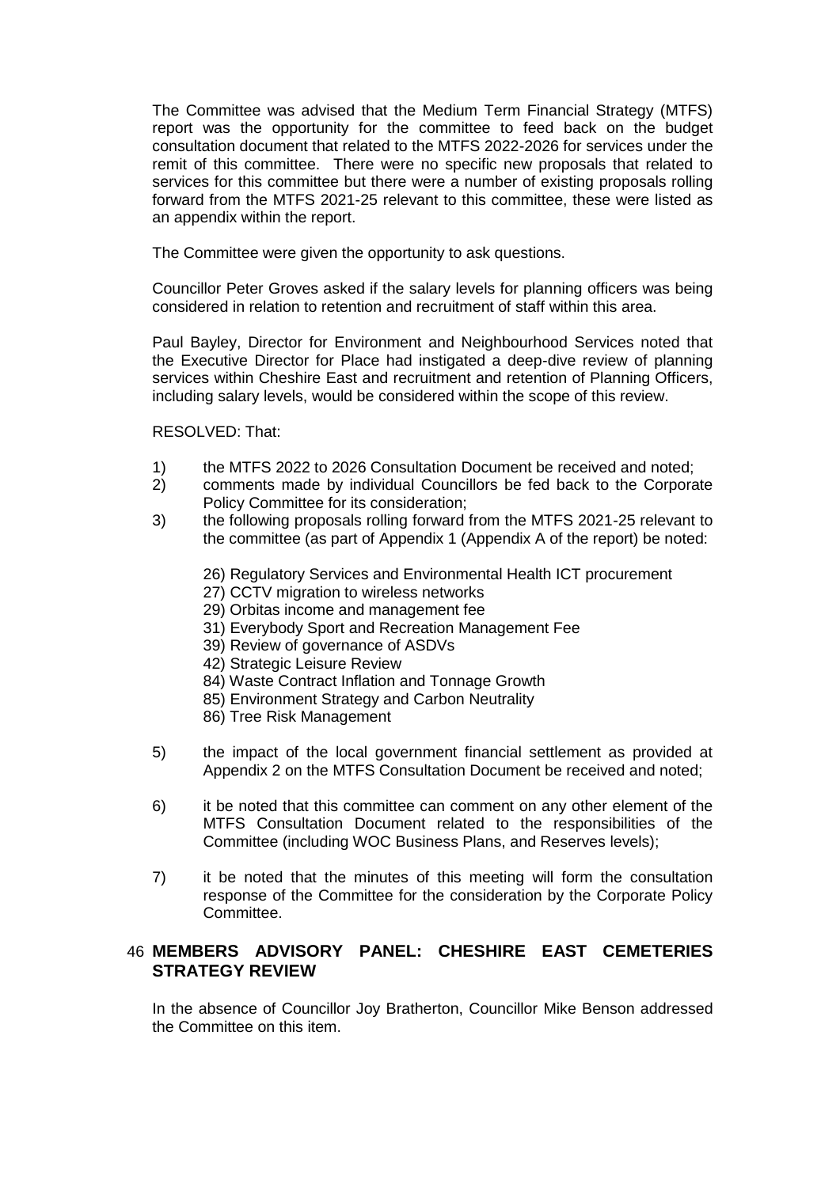The Committee was advised that the Medium Term Financial Strategy (MTFS) report was the opportunity for the committee to feed back on the budget consultation document that related to the MTFS 2022-2026 for services under the remit of this committee. There were no specific new proposals that related to services for this committee but there were a number of existing proposals rolling forward from the MTFS 2021-25 relevant to this committee, these were listed as an appendix within the report.

The Committee were given the opportunity to ask questions.

Councillor Peter Groves asked if the salary levels for planning officers was being considered in relation to retention and recruitment of staff within this area.

Paul Bayley, Director for Environment and Neighbourhood Services noted that the Executive Director for Place had instigated a deep-dive review of planning services within Cheshire East and recruitment and retention of Planning Officers, including salary levels, would be considered within the scope of this review.

RESOLVED: That:

1) the MTFS 2022 to 2026 Consultation Document be received and noted;
2) comments made by individual Councillors be fed back to the Corporate Policy Committee for its consideration;
3) the following proposals rolling forward from the MTFS 2021-25 relevant to the committee (as part of Appendix 1 (Appendix A of the report) be noted:

    26) Regulatory Services and Environmental Health ICT procurement
    27) CCTV migration to wireless networks
    29) Orbitas income and management fee
    31) Everybody Sport and Recreation Management Fee
    39) Review of governance of ASDVs
    42) Strategic Leisure Review
    84) Waste Contract Inflation and Tonnage Growth
    85) Environment Strategy and Carbon Neutrality
    86) Tree Risk Management

5) the impact of the local government financial settlement as provided at Appendix 2 on the MTFS Consultation Document be received and noted;

6) it be noted that this committee can comment on any other element of the MTFS Consultation Document related to the responsibilities of the Committee (including WOC Business Plans, and Reserves levels);

7) it be noted that the minutes of this meeting will form the consultation response of the Committee for the consideration by the Corporate Policy Committee.

## 46 MEMBERS ADVISORY PANEL: CHESHIRE EAST CEMETERIES STRATEGY REVIEW

In the absence of Councillor Joy Bratherton, Councillor Mike Benson addressed the Committee on this item.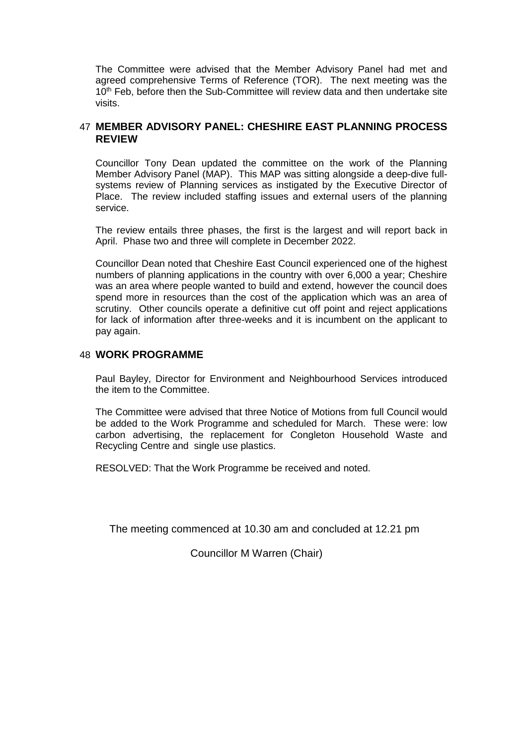The Committee were advised that the Member Advisory Panel had met and agreed comprehensive Terms of Reference (TOR). The next meeting was the 10th Feb, before then the Sub-Committee will review data and then undertake site visits.

## 47 MEMBER ADVISORY PANEL: CHESHIRE EAST PLANNING PROCESS REVIEW

Councillor Tony Dean updated the committee on the work of the Planning Member Advisory Panel (MAP). This MAP was sitting alongside a deep-dive full-systems review of Planning services as instigated by the Executive Director of Place. The review included staffing issues and external users of the planning service.

The review entails three phases, the first is the largest and will report back in April. Phase two and three will complete in December 2022.

Councillor Dean noted that Cheshire East Council experienced one of the highest numbers of planning applications in the country with over 6,000 a year; Cheshire was an area where people wanted to build and extend, however the council does spend more in resources than the cost of the application which was an area of scrutiny. Other councils operate a definitive cut off point and reject applications for lack of information after three-weeks and it is incumbent on the applicant to pay again.

## 48 WORK PROGRAMME

Paul Bayley, Director for Environment and Neighbourhood Services introduced the item to the Committee.

The Committee were advised that three Notice of Motions from full Council would be added to the Work Programme and scheduled for March. These were: low carbon advertising, the replacement for Congleton Household Waste and Recycling Centre and single use plastics.

RESOLVED: That the Work Programme be received and noted.

The meeting commenced at 10.30 am and concluded at 12.21 pm

Councillor M Warren (Chair)